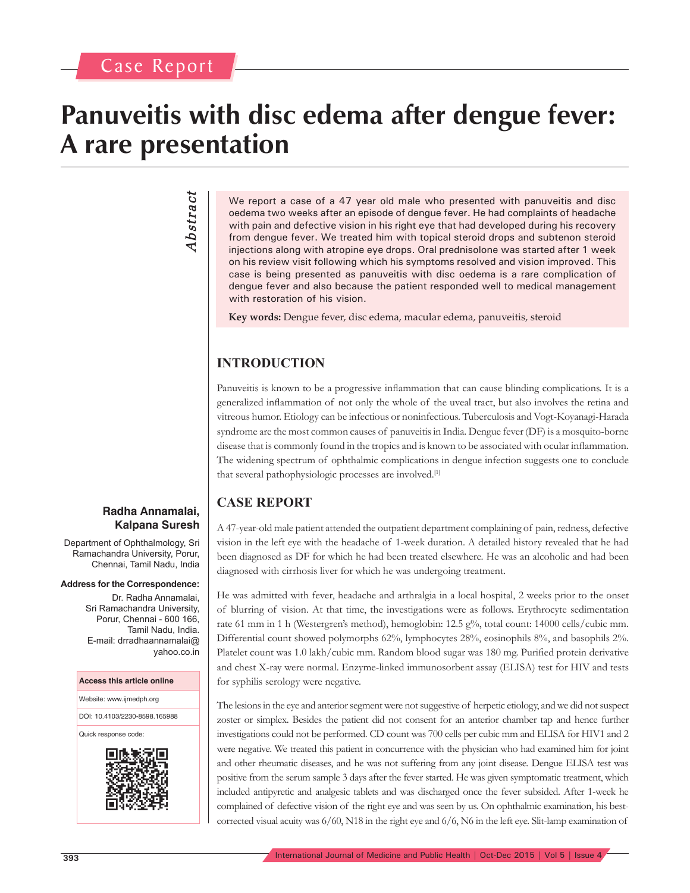Case Report

# Panuveitis with disc edema after dengue fever: A rare presentation

*Abstract*

We report a case of a 47 year old male who presented with panuveitis and disc oedema two weeks after an episode of dengue fever. He had complaints of headache with pain and defective vision in his right eye that had developed during his recovery from dengue fever. We treated him with topical steroid drops and subtenon steroid injections along with atropine eye drops. Oral prednisolone was started after 1 week on his review visit following which his symptoms resolved and vision improved. This case is being presented as panuveitis with disc oedema is a rare complication of dengue fever and also because the patient responded well to medical management with restoration of his vision.

**Key words:** Dengue fever, disc edema, macular edema, panuveitis, steroid

**Radha Annamalai, Kalpana Suresh**

Department of Ophthalmology, Sri Ramachandra University, Porur, Chennai, Tamil Nadu, India

**Address for the Correspondence:**

Dr. Radha Annamalai, Sri Ramachandra University, Porur, Chennai - 600 166, Tamil Nadu, India. E-mail: drradhaannamalai@yahoo.co.in

| Access this article online |
|---|
| Website: www.ijmedph.org |
| DOI: 10.4103/2230-8598.165988 |
| Quick response code: |

## INTRODUCTION

Panuveitis is known to be a progressive inflammation that can cause blinding complications. It is a generalized inflammation of not only the whole of the uveal tract, but also involves the retina and vitreous humor. Etiology can be infectious or noninfectious. Tuberculosis and Vogt-Koyanagi-Harada syndrome are the most common causes of panuveitis in India. Dengue fever (DF) is a mosquito-borne disease that is commonly found in the tropics and is known to be associated with ocular inflammation. The widening spectrum of ophthalmic complications in dengue infection suggests one to conclude that several pathophysiologic processes are involved.[1]

## CASE REPORT

A 47-year-old male patient attended the outpatient department complaining of pain, redness, defective vision in the left eye with the headache of 1-week duration. A detailed history revealed that he had been diagnosed as DF for which he had been treated elsewhere. He was an alcoholic and had been diagnosed with cirrhosis liver for which he was undergoing treatment.

He was admitted with fever, headache and arthralgia in a local hospital, 2 weeks prior to the onset of blurring of vision. At that time, the investigations were as follows. Erythrocyte sedimentation rate 61 mm in 1 h (Westergren's method), hemoglobin: 12.5 g%, total count: 14000 cells/cubic mm. Differential count showed polymorphs 62%, lymphocytes 28%, eosinophils 8%, and basophils 2%. Platelet count was 1.0 lakh/cubic mm. Random blood sugar was 180 mg. Purified protein derivative and chest X-ray were normal. Enzyme-linked immunosorbent assay (ELISA) test for HIV and tests for syphilis serology were negative.

The lesions in the eye and anterior segment were not suggestive of herpetic etiology, and we did not suspect zoster or simplex. Besides the patient did not consent for an anterior chamber tap and hence further investigations could not be performed. CD count was 700 cells per cubic mm and ELISA for HIV1 and 2 were negative. We treated this patient in concurrence with the physician who had examined him for joint and other rheumatic diseases, and he was not suffering from any joint disease. Dengue ELISA test was positive from the serum sample 3 days after the fever started. He was given symptomatic treatment, which included antipyretic and analgesic tablets and was discharged once the fever subsided. After 1-week he complained of defective vision of the right eye and was seen by us. On ophthalmic examination, his best-corrected visual acuity was 6/60, N18 in the right eye and 6/6, N6 in the left eye. Slit-lamp examination of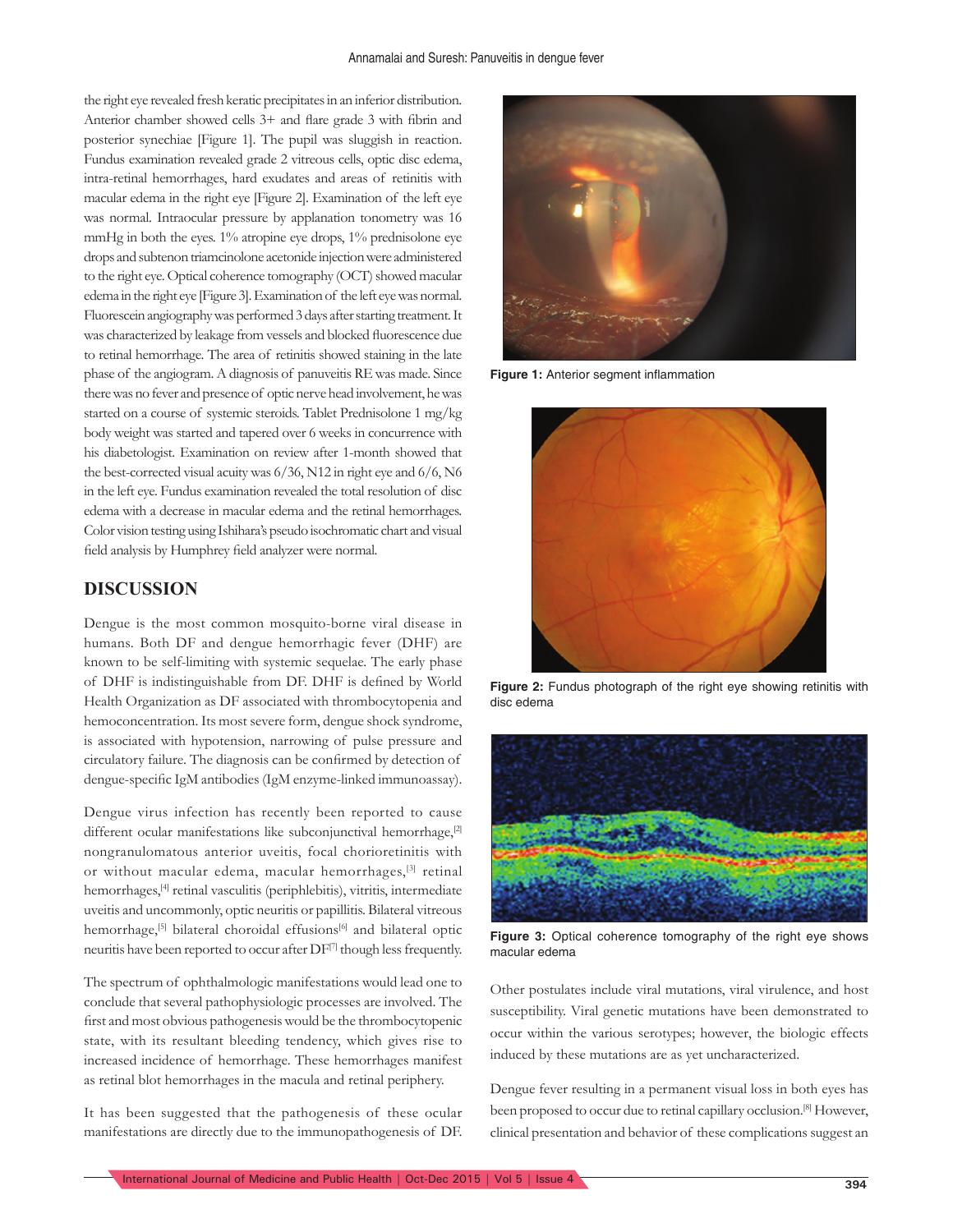the right eye revealed fresh keratic precipitates in an inferior distribution. Anterior chamber showed cells 3+ and flare grade 3 with fibrin and posterior synechiae [Figure 1]. The pupil was sluggish in reaction. Fundus examination revealed grade 2 vitreous cells, optic disc edema, intra-retinal hemorrhages, hard exudates and areas of retinitis with macular edema in the right eye [Figure 2]. Examination of the left eye was normal. Intraocular pressure by applanation tonometry was 16 mmHg in both the eyes. 1% atropine eye drops, 1% prednisolone eye drops and subtenon triamcinolone acetonide injection were administered to the right eye. Optical coherence tomography (OCT) showed macular edema in the right eye [Figure 3]. Examination of the left eye was normal. Fluorescein angiography was performed 3 days after starting treatment. It was characterized by leakage from vessels and blocked fluorescence due to retinal hemorrhage. The area of retinitis showed staining in the late phase of the angiogram. A diagnosis of panuveitis RE was made. Since there was no fever and presence of optic nerve head involvement, he was started on a course of systemic steroids. Tablet Prednisolone 1 mg/kg body weight was started and tapered over 6 weeks in concurrence with his diabetologist. Examination on review after 1-month showed that the best-corrected visual acuity was 6/36, N12 in right eye and 6/6, N6 in the left eye. Fundus examination revealed the total resolution of disc edema with a decrease in macular edema and the retinal hemorrhages. Color vision testing using Ishihara's pseudo isochromatic chart and visual field analysis by Humphrey field analyzer were normal.

Figure 1: Anterior segment inflammation

Figure 2: Fundus photograph of the right eye showing retinitis with disc edema

Figure 3: Optical coherence tomography of the right eye shows macular edema

## DISCUSSION

Dengue is the most common mosquito-borne viral disease in humans. Both DF and dengue hemorrhagic fever (DHF) are known to be self-limiting with systemic sequelae. The early phase of DHF is indistinguishable from DF. DHF is defined by World Health Organization as DF associated with thrombocytopenia and hemoconcentration. Its most severe form, dengue shock syndrome, is associated with hypotension, narrowing of pulse pressure and circulatory failure. The diagnosis can be confirmed by detection of dengue-specific IgM antibodies (IgM enzyme-linked immunoassay).

Dengue virus infection has recently been reported to cause different ocular manifestations like subconjunctival hemorrhage,[2] nongranulomatous anterior uveitis, focal chorioretinitis with or without macular edema, macular hemorrhages,[3] retinal hemorrhages,[4] retinal vasculitis (periphlebitis), vitritis, intermediate uveitis and uncommonly, optic neuritis or papillitis. Bilateral vitreous hemorrhage,[5] bilateral choroidal effusions[6] and bilateral optic neuritis have been reported to occur after DF[7] though less frequently.

The spectrum of ophthalmologic manifestations would lead one to conclude that several pathophysiologic processes are involved. The first and most obvious pathogenesis would be the thrombocytopenic state, with its resultant bleeding tendency, which gives rise to increased incidence of hemorrhage. These hemorrhages manifest as retinal blot hemorrhages in the macula and retinal periphery.

It has been suggested that the pathogenesis of these ocular manifestations are directly due to the immunopathogenesis of DF. Other postulates include viral mutations, viral virulence, and host susceptibility. Viral genetic mutations have been demonstrated to occur within the various serotypes; however, the biologic effects induced by these mutations are as yet uncharacterized.

Dengue fever resulting in a permanent visual loss in both eyes has been proposed to occur due to retinal capillary occlusion.[8] However, clinical presentation and behavior of these complications suggest an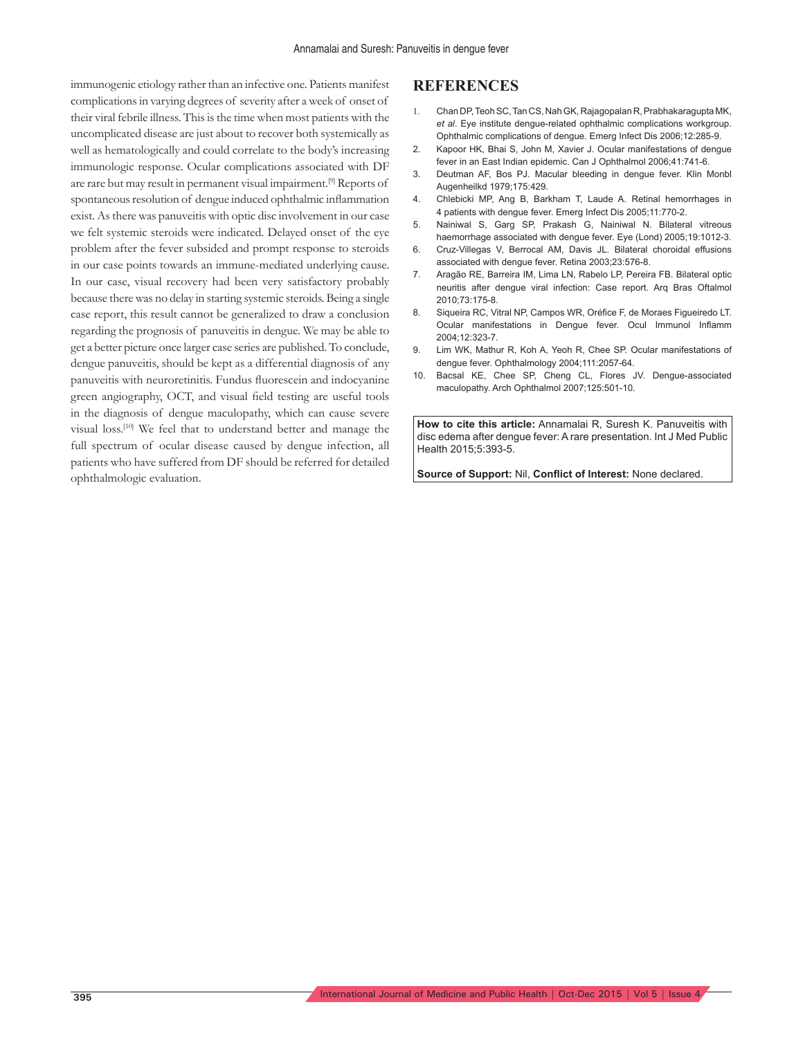immunogenic etiology rather than an infective one. Patients manifest complications in varying degrees of severity after a week of onset of their viral febrile illness. This is the time when most patients with the uncomplicated disease are just about to recover both systemically as well as hematologically and could correlate to the body's increasing immunologic response. Ocular complications associated with DF are rare but may result in permanent visual impairment.[9] Reports of spontaneous resolution of dengue induced ophthalmic inflammation exist. As there was panuveitis with optic disc involvement in our case we felt systemic steroids were indicated. Delayed onset of the eye problem after the fever subsided and prompt response to steroids in our case points towards an immune-mediated underlying cause. In our case, visual recovery had been very satisfactory probably because there was no delay in starting systemic steroids. Being a single case report, this result cannot be generalized to draw a conclusion regarding the prognosis of panuveitis in dengue. We may be able to get a better picture once larger case series are published. To conclude, dengue panuveitis, should be kept as a differential diagnosis of any panuveitis with neuroretinitis. Fundus fluorescein and indocyanine green angiography, OCT, and visual field testing are useful tools in the diagnosis of dengue maculopathy, which can cause severe visual loss.[10] We feel that to understand better and manage the full spectrum of ocular disease caused by dengue infection, all patients who have suffered from DF should be referred for detailed ophthalmologic evaluation.

## REFERENCES

1. Chan DP, Teoh SC, Tan CS, Nah GK, Rajagopalan R, Prabhakaragupta MK, *et al*. Eye institute dengue-related ophthalmic complications workgroup. Ophthalmic complications of dengue. Emerg Infect Dis 2006;12:285-9.
2. Kapoor HK, Bhai S, John M, Xavier J. Ocular manifestations of dengue fever in an East Indian epidemic. Can J Ophthalmol 2006;41:741-6.
3. Deutman AF, Bos PJ. Macular bleeding in dengue fever. Klin Monbl Augenheilkd 1979;175:429.
4. Chlebicki MP, Ang B, Barkham T, Laude A. Retinal hemorrhages in 4 patients with dengue fever. Emerg Infect Dis 2005;11:770-2.
5. Nainiwal S, Garg SP, Prakash G, Nainiwal N. Bilateral vitreous haemorrhage associated with dengue fever. Eye (Lond) 2005;19:1012-3.
6. Cruz-Villegas V, Berrocal AM, Davis JL. Bilateral choroidal effusions associated with dengue fever. Retina 2003;23:576-8.
7. Aragão RE, Barreira IM, Lima LN, Rabelo LP, Pereira FB. Bilateral optic neuritis after dengue viral infection: Case report. Arq Bras Oftalmol 2010;73:175-8.
8. Siqueira RC, Vitral NP, Campos WR, Oréfice F, de Moraes Figueiredo LT. Ocular manifestations in Dengue fever. Ocul Immunol Inflamm 2004;12:323-7.
9. Lim WK, Mathur R, Koh A, Yeoh R, Chee SP. Ocular manifestations of dengue fever. Ophthalmology 2004;111:2057-64.
10. Bacsal KE, Chee SP, Cheng CL, Flores JV. Dengue-associated maculopathy. Arch Ophthalmol 2007;125:501-10.

**How to cite this article:** Annamalai R, Suresh K. Panuveitis with disc edema after dengue fever: A rare presentation. Int J Med Public Health 2015;5:393-5.

**Source of Support:** Nil, **Conflict of Interest:** None declared.